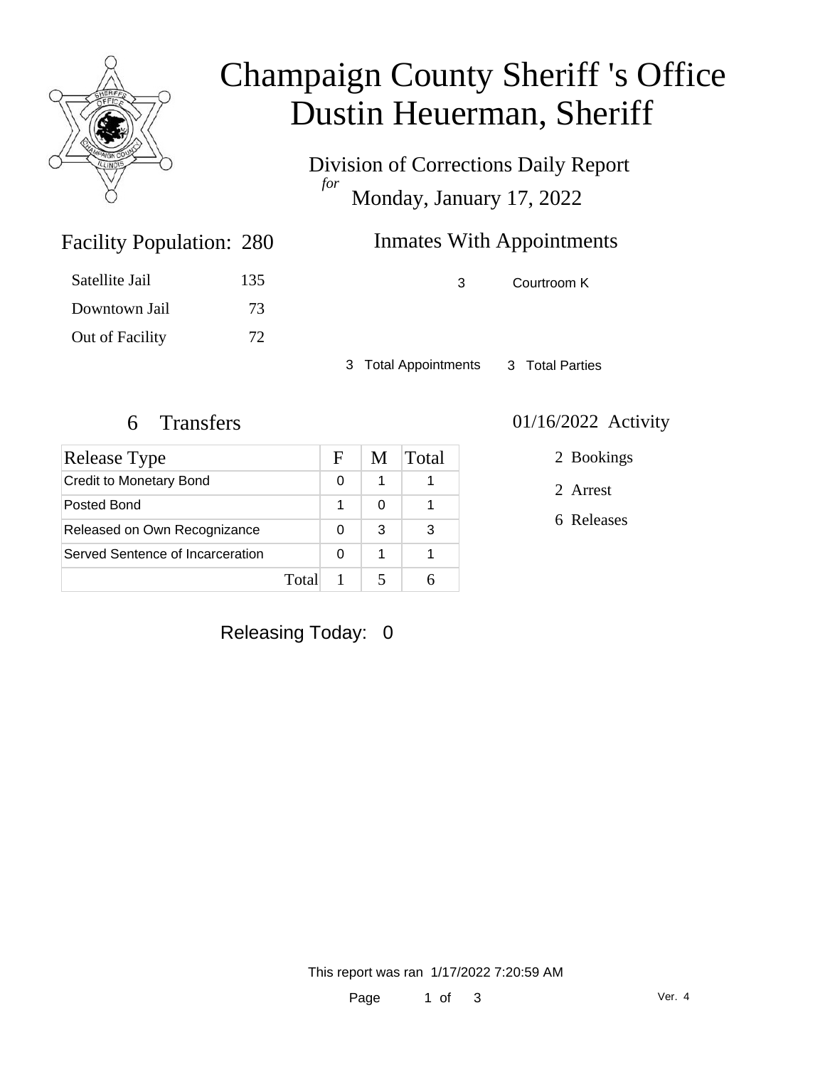# Champaign County Sheriff 's Office
# Dustin Heuerman, Sheriff

## Division of Corrections Daily Report
*for*
## Monday, January 17, 2022

### Facility Population: 280

| | |
|---|---|
| Satellite Jail | 135 |
| Downtown Jail | 73 |
| Out of Facility | 72 |

### Inmates With Appointments

| | |
|---|---|
| 3 | Courtroom K |

3 Total Appointments    3 Total Parties

### 6 Transfers

| Release Type | F | M | Total |
|---|---|---|---|
| Credit to Monetary Bond | 0 | 1 | 1 |
| Posted Bond | 1 | 0 | 1 |
| Released on Own Recognizance | 0 | 3 | 3 |
| Served Sentence of Incarceration | 0 | 1 | 1 |
| Total | 1 | 5 | 6 |

### 01/16/2022 Activity

- 2 Bookings
- 2 Arrest
- 6 Releases

Releasing Today: 0

This report was ran 1/17/2022 7:20:59 AM

Ver. 4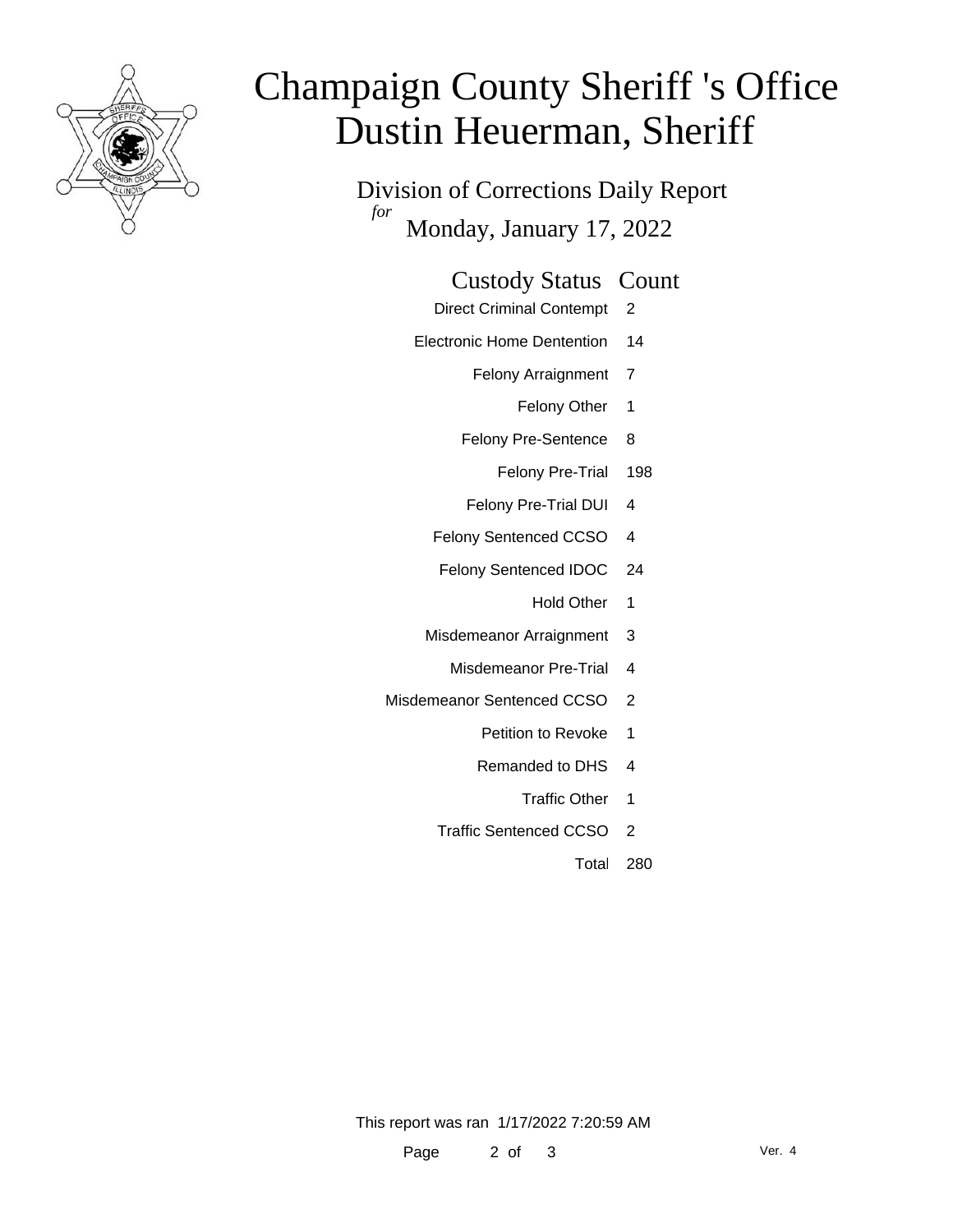# Champaign County Sheriff 's Office
# Dustin Heuerman, Sheriff

Division of Corrections Daily Report

*for* Monday, January 17, 2022

| Custody Status | Count |
|---|---|
| Direct Criminal Contempt | 2 |
| Electronic Home Dentention | 14 |
| Felony Arraignment | 7 |
| Felony Other | 1 |
| Felony Pre-Sentence | 8 |
| Felony Pre-Trial | 198 |
| Felony Pre-Trial DUI | 4 |
| Felony Sentenced CCSO | 4 |
| Felony Sentenced IDOC | 24 |
| Hold Other | 1 |
| Misdemeanor Arraignment | 3 |
| Misdemeanor Pre-Trial | 4 |
| Misdemeanor Sentenced CCSO | 2 |
| Petition to Revoke | 1 |
| Remanded to DHS | 4 |
| Traffic Other | 1 |
| Traffic Sentenced CCSO | 2 |
| Total | 280 |

This report was ran 1/17/2022 7:20:59 AM

Ver. 4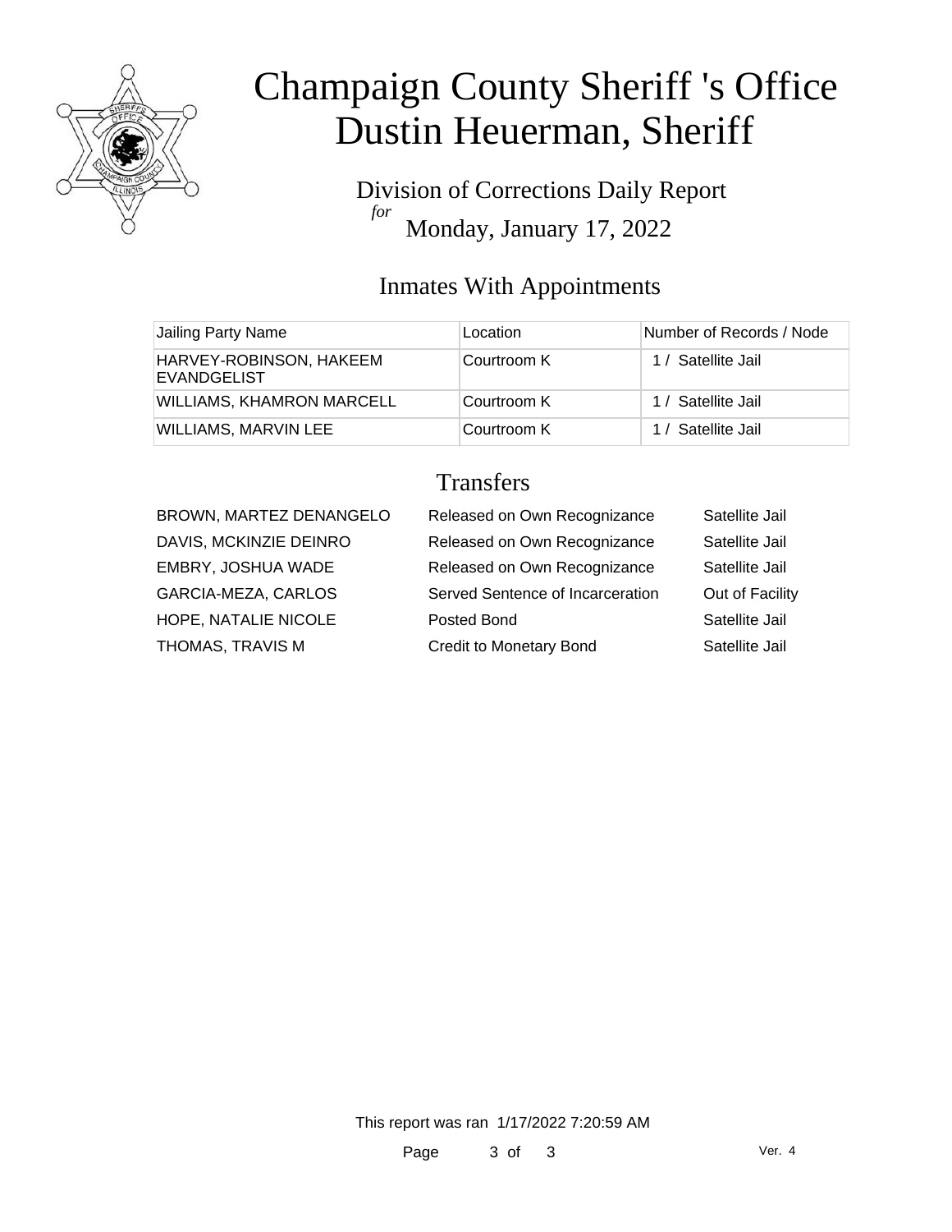# Champaign County Sheriff 's Office
# Dustin Heuerman, Sheriff

Division of Corrections Daily Report
*for*
Monday, January 17, 2022

## Inmates With Appointments

| Jailing Party Name | Location | Number of Records / Node |
|---|---|---|
| HARVEY-ROBINSON, HAKEEM EVANDGELIST | Courtroom K | 1 / Satellite Jail |
| WILLIAMS, KHAMRON MARCELL | Courtroom K | 1 / Satellite Jail |
| WILLIAMS, MARVIN LEE | Courtroom K | 1 / Satellite Jail |

## Transfers

| | | |
|---|---|---|
| BROWN, MARTEZ DENANGELO | Released on Own Recognizance | Satellite Jail |
| DAVIS, MCKINZIE DEINRO | Released on Own Recognizance | Satellite Jail |
| EMBRY, JOSHUA WADE | Released on Own Recognizance | Satellite Jail |
| GARCIA-MEZA, CARLOS | Served Sentence of Incarceration | Out of Facility |
| HOPE, NATALIE NICOLE | Posted Bond | Satellite Jail |
| THOMAS, TRAVIS M | Credit to Monetary Bond | Satellite Jail |

This report was ran 1/17/2022 7:20:59 AM

Ver. 4